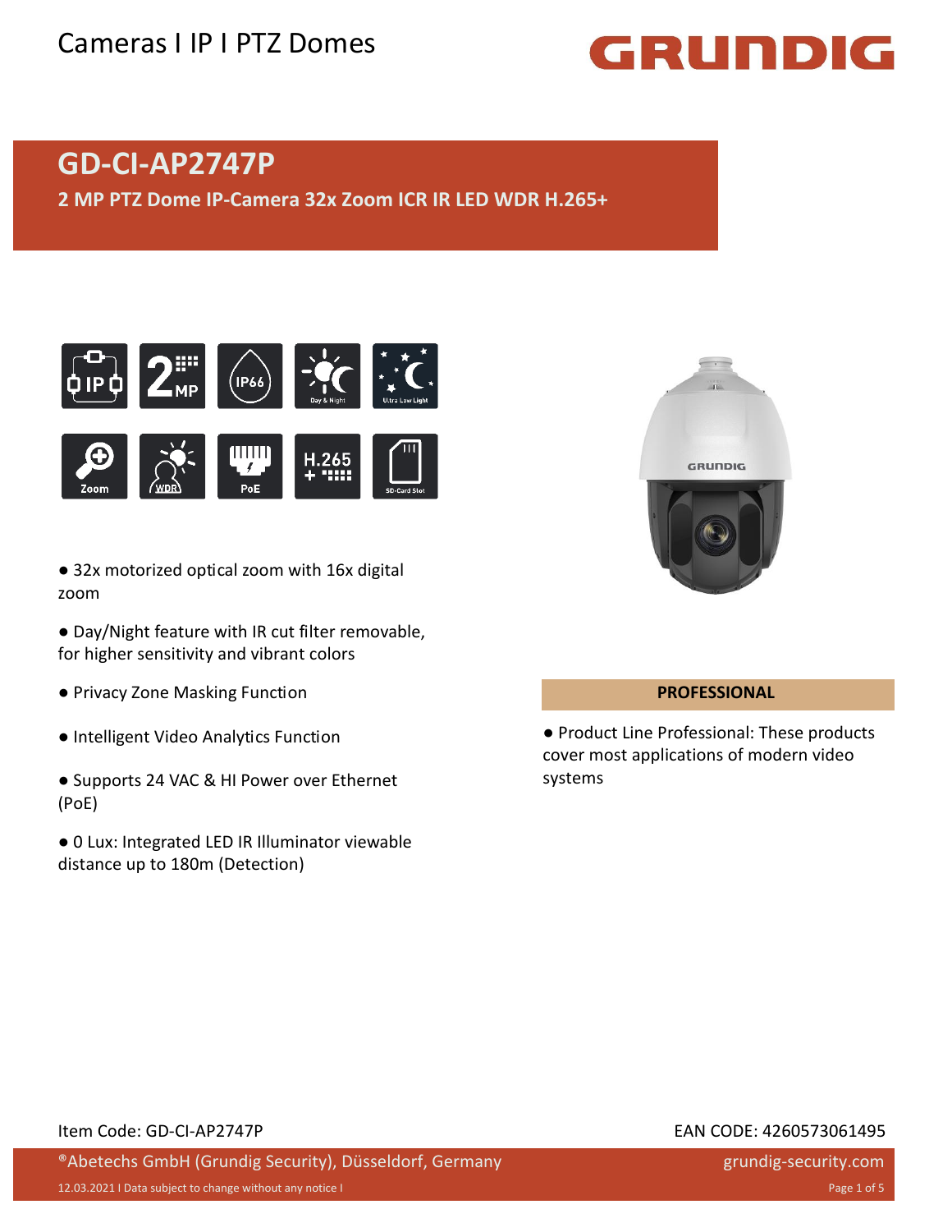Cameras I IP I PTZ Domes

GRUNDIG

# GD-CI-AP2747P

## 2 MP PTZ Dome IP-Camera 32x Zoom ICR IR LED WDR H.265+

- 32x motorized optical zoom with 16x digital zoom
- Day/Night feature with IR cut filter removable, for higher sensitivity and vibrant colors
- Privacy Zone Masking Function
- Intelligent Video Analytics Function
- Supports 24 VAC & HI Power over Ethernet (PoE)
- 0 Lux: Integrated LED IR Illuminator viewable distance up to 180m (Detection)

**PROFESSIONAL**

- Product Line Professional: These products cover most applications of modern video systems

Item Code: GD-CI-AP2747P

EAN CODE: 4260573061495

®Abetechs GmbH (Grundig Security), Düsseldorf, Germany

grundig-security.com

12.03.2021 I Data subject to change without any notice I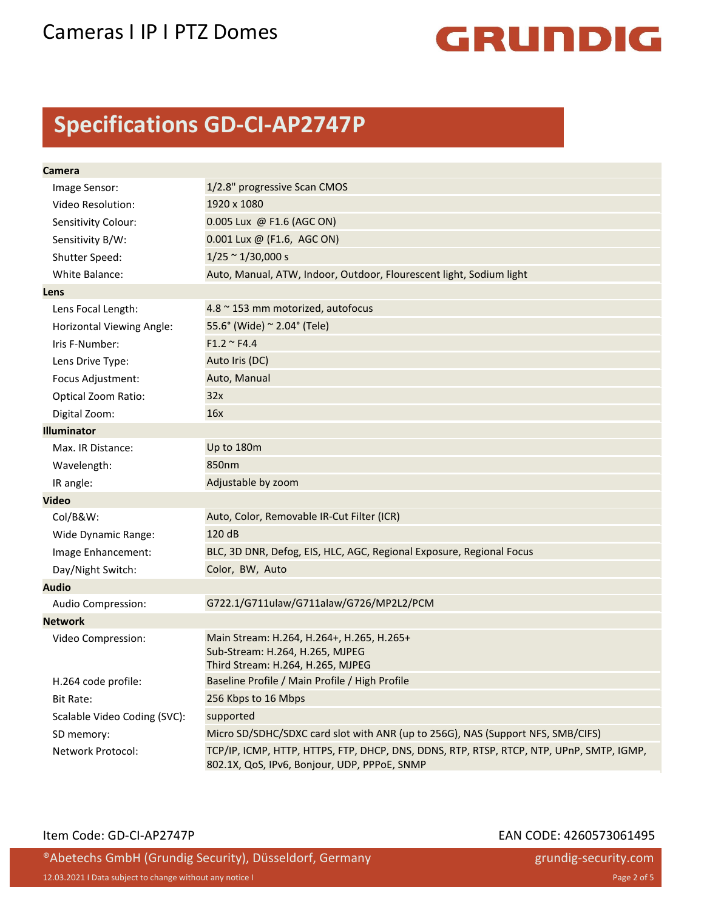# Specifications GD-CI-AP2747P

| | |
|---|---|
| **Camera** | |
| Image Sensor: | 1/2.8" progressive Scan CMOS |
| Video Resolution: | 1920 x 1080 |
| Sensitivity Colour: | 0.005 Lux @ F1.6 (AGC ON) |
| Sensitivity B/W: | 0.001 Lux @ (F1.6, AGC ON) |
| Shutter Speed: | 1/25 ~ 1/30,000 s |
| White Balance: | Auto, Manual, ATW, Indoor, Outdoor, Flourescent light, Sodium light |
| **Lens** | |
| Lens Focal Length: | 4.8 ~ 153 mm motorized, autofocus |
| Horizontal Viewing Angle: | 55.6° (Wide) ~ 2.04° (Tele) |
| Iris F-Number: | F1.2 ~ F4.4 |
| Lens Drive Type: | Auto Iris (DC) |
| Focus Adjustment: | Auto, Manual |
| Optical Zoom Ratio: | 32x |
| Digital Zoom: | 16x |
| **Illuminator** | |
| Max. IR Distance: | Up to 180m |
| Wavelength: | 850nm |
| IR angle: | Adjustable by zoom |
| **Video** | |
| Col/B&W: | Auto, Color, Removable IR-Cut Filter (ICR) |
| Wide Dynamic Range: | 120 dB |
| Image Enhancement: | BLC, 3D DNR, Defog, EIS, HLC, AGC, Regional Exposure, Regional Focus |
| Day/Night Switch: | Color, BW, Auto |
| **Audio** | |
| Audio Compression: | G722.1/G711ulaw/G711alaw/G726/MP2L2/PCM |
| **Network** | |
| Video Compression: | Main Stream: H.264, H.264+, H.265, H.265+<br>Sub-Stream: H.264, H.265, MJPEG<br>Third Stream: H.264, H.265, MJPEG |
| H.264 code profile: | Baseline Profile / Main Profile / High Profile |
| Bit Rate: | 256 Kbps to 16 Mbps |
| Scalable Video Coding (SVC): | supported |
| SD memory: | Micro SD/SDHC/SDXC card slot with ANR (up to 256G), NAS (Support NFS, SMB/CIFS) |
| Network Protocol: | TCP/IP, ICMP, HTTP, HTTPS, FTP, DHCP, DNS, DDNS, RTP, RTSP, RTCP, NTP, UPnP, SMTP, IGMP, 802.1X, QoS, IPv6, Bonjour, UDP, PPPoE, SNMP |

Item Code: GD-CI-AP2747P

EAN CODE: 4260573061495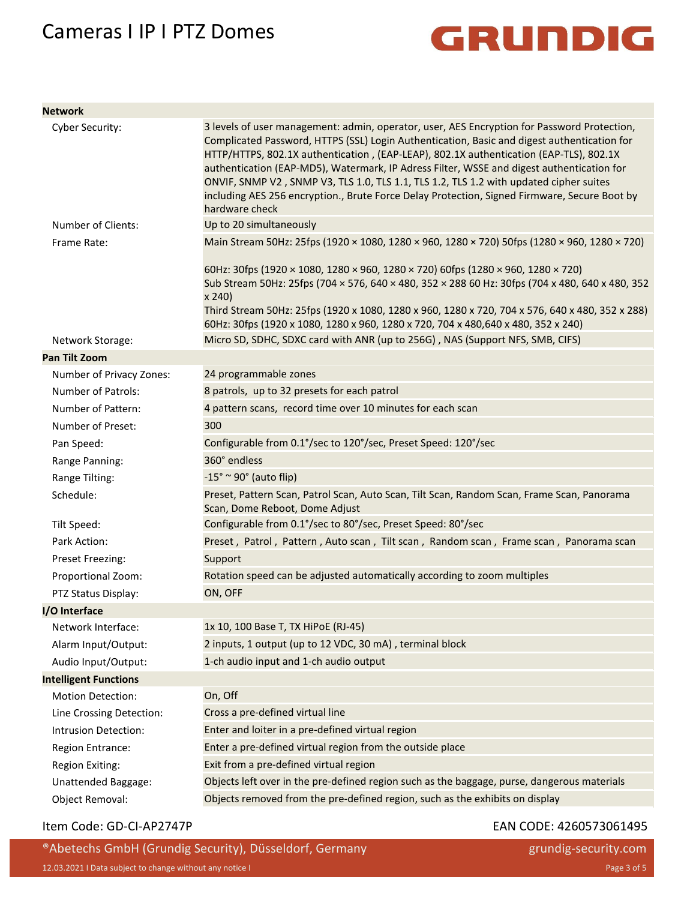| Network | |
|---|---|
| Cyber Security: | 3 levels of user management: admin, operator, user, AES Encryption for Password Protection, Complicated Password, HTTPS (SSL) Login Authentication, Basic and digest authentication for HTTP/HTTPS, 802.1X authentication , (EAP-LEAP), 802.1X authentication (EAP-TLS), 802.1X authentication (EAP-MD5), Watermark, IP Adress Filter, WSSE and digest authentication for ONVIF, SNMP V2 , SNMP V3, TLS 1.0, TLS 1.1, TLS 1.2, TLS 1.2 with updated cipher suites including AES 256 encryption., Brute Force Delay Protection, Signed Firmware, Secure Boot by hardware check |
| Number of Clients: | Up to 20 simultaneously |
| Frame Rate: | Main Stream 50Hz: 25fps (1920 × 1080, 1280 × 960, 1280 × 720) 50fps (1280 × 960, 1280 × 720)<br><br>60Hz: 30fps (1920 × 1080, 1280 × 960, 1280 × 720) 60fps (1280 × 960, 1280 × 720)<br>Sub Stream 50Hz: 25fps (704 × 576, 640 × 480, 352 × 288 60 Hz: 30fps (704 x 480, 640 x 480, 352 x 240)<br>Third Stream 50Hz: 25fps (1920 x 1080, 1280 x 960, 1280 x 720, 704 x 576, 640 x 480, 352 x 288) 60Hz: 30fps (1920 x 1080, 1280 x 960, 1280 x 720, 704 x 480,640 x 480, 352 x 240) |
| Network Storage: | Micro SD, SDHC, SDXC card with ANR (up to 256G) , NAS (Support NFS, SMB, CIFS) |
| **Pan Tilt Zoom** | |
| Number of Privacy Zones: | 24 programmable zones |
| Number of Patrols: | 8 patrols, up to 32 presets for each patrol |
| Number of Pattern: | 4 pattern scans, record time over 10 minutes for each scan |
| Number of Preset: | 300 |
| Pan Speed: | Configurable from 0.1°/sec to 120°/sec, Preset Speed: 120°/sec |
| Range Panning: | 360° endless |
| Range Tilting: | -15° ~ 90° (auto flip) |
| Schedule: | Preset, Pattern Scan, Patrol Scan, Auto Scan, Tilt Scan, Random Scan, Frame Scan, Panorama Scan, Dome Reboot, Dome Adjust |
| Tilt Speed: | Configurable from 0.1°/sec to 80°/sec, Preset Speed: 80°/sec |
| Park Action: | Preset , Patrol , Pattern , Auto scan , Tilt scan , Random scan , Frame scan , Panorama scan |
| Preset Freezing: | Support |
| Proportional Zoom: | Rotation speed can be adjusted automatically according to zoom multiples |
| PTZ Status Display: | ON, OFF |
| **I/O Interface** | |
| Network Interface: | 1x 10, 100 Base T, TX HiPoE (RJ-45) |
| Alarm Input/Output: | 2 inputs, 1 output (up to 12 VDC, 30 mA) , terminal block |
| Audio Input/Output: | 1-ch audio input and 1-ch audio output |
| **Intelligent Functions** | |
| Motion Detection: | On, Off |
| Line Crossing Detection: | Cross a pre-defined virtual line |
| Intrusion Detection: | Enter and loiter in a pre-defined virtual region |
| Region Entrance: | Enter a pre-defined virtual region from the outside place |
| Region Exiting: | Exit from a pre-defined virtual region |
| Unattended Baggage: | Objects left over in the pre-defined region such as the baggage, purse, dangerous materials |
| Object Removal: | Objects removed from the pre-defined region, such as the exhibits on display |

Item Code: GD-CI-AP2747P

EAN CODE: 4260573061495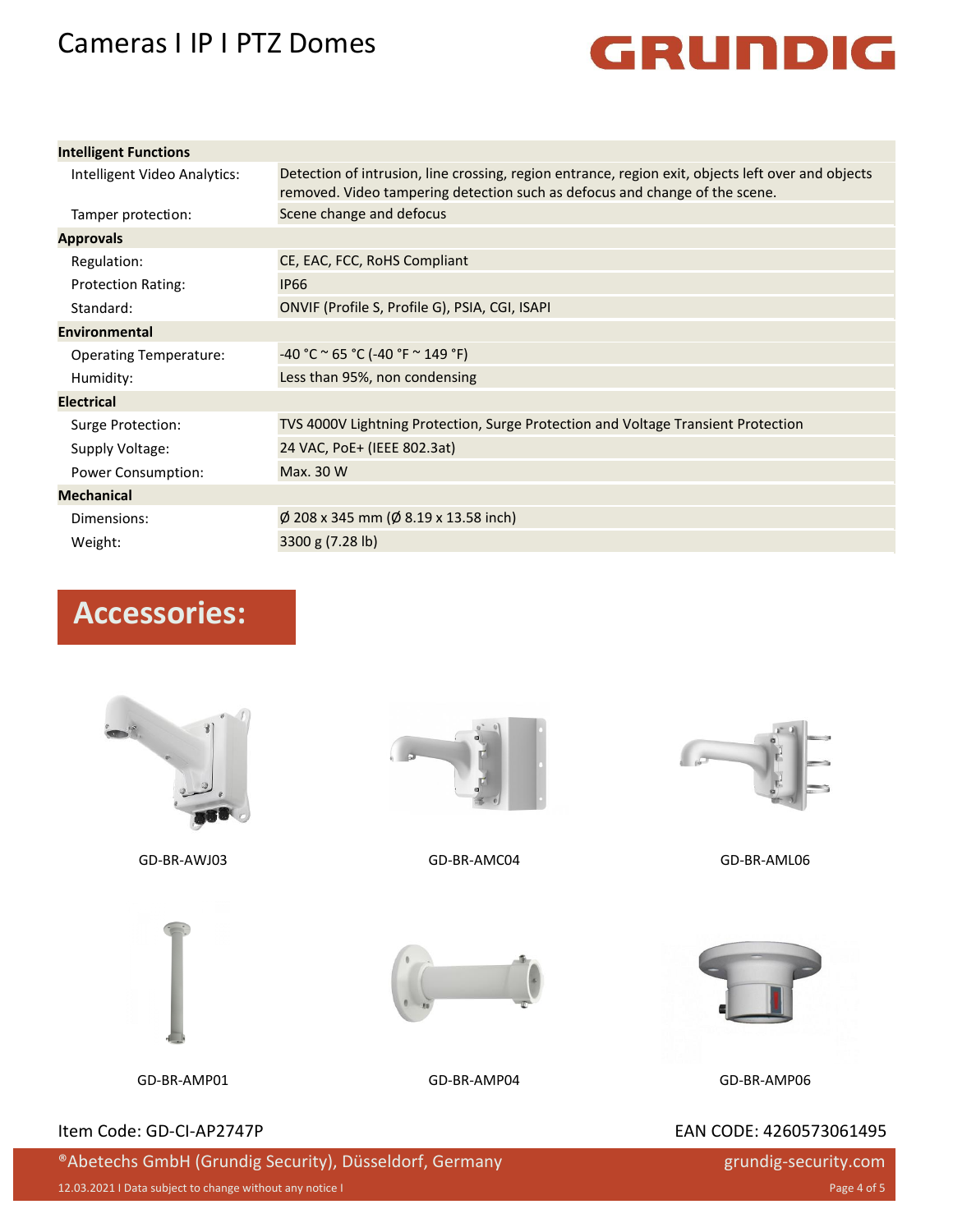| | |
|---|---|
| **Intelligent Functions** | |
| Intelligent Video Analytics: | Detection of intrusion, line crossing, region entrance, region exit, objects left over and objects removed. Video tampering detection such as defocus and change of the scene. |
| Tamper protection: | Scene change and defocus |
| **Approvals** | |
| Regulation: | CE, EAC, FCC, RoHS Compliant |
| Protection Rating: | IP66 |
| Standard: | ONVIF (Profile S, Profile G), PSIA, CGI, ISAPI |
| **Environmental** | |
| Operating Temperature: | -40 °C ~ 65 °C (-40 °F ~ 149 °F) |
| Humidity: | Less than 95%, non condensing |
| **Electrical** | |
| Surge Protection: | TVS 4000V Lightning Protection, Surge Protection and Voltage Transient Protection |
| Supply Voltage: | 24 VAC, PoE+ (IEEE 802.3at) |
| Power Consumption: | Max. 30 W |
| **Mechanical** | |
| Dimensions: | Ø 208 x 345 mm (Ø 8.19 x 13.58 inch) |
| Weight: | 3300 g (7.28 lb) |

## Accessories:

GD-BR-AWJ03

GD-BR-AMC04

GD-BR-AML06

GD-BR-AMP01

GD-BR-AMP04

GD-BR-AMP06

Item Code: GD-CI-AP2747P

EAN CODE: 4260573061495

®Abetechs GmbH (Grundig Security), Düsseldorf, Germany

grundig-security.com

12.03.2021 I Data subject to change without notice I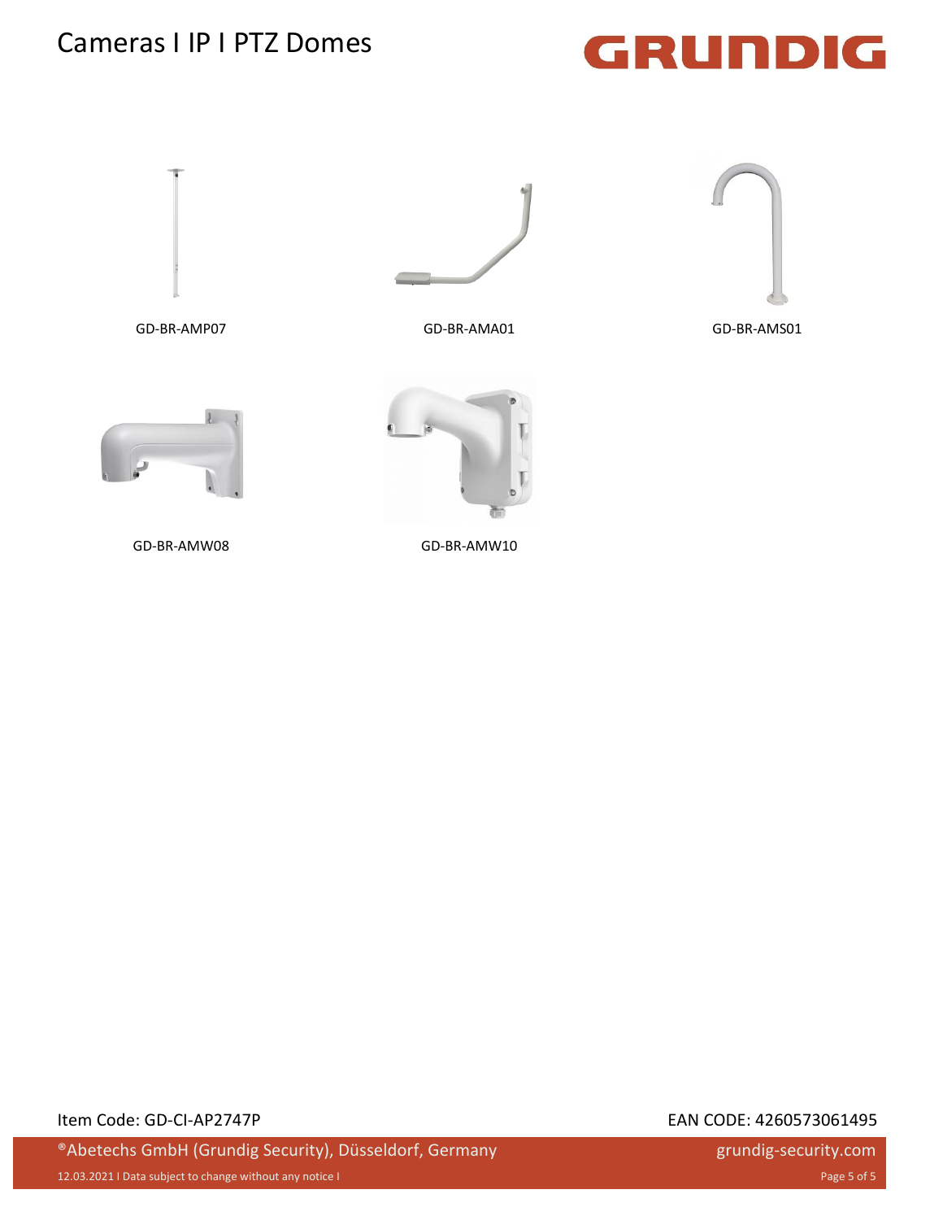GD-BR-AMP07

GD-BR-AMA01

GD-BR-AMS01

GD-BR-AMW08

GD-BR-AMW10

Item Code: GD-CI-AP2747P

EAN CODE: 4260573061495